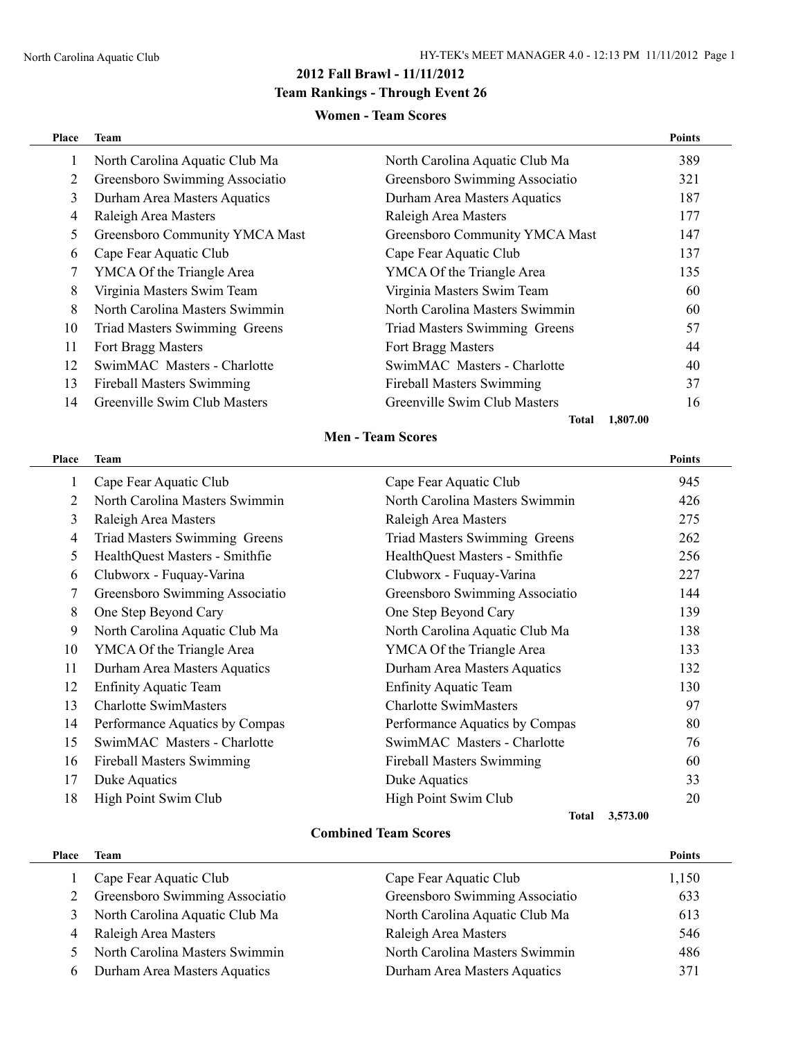## 2012 Fall Brawl - 11/11/2012

### Team Rankings - Through Event 26

#### Women - Team Scores

| Place | Team | | Points |
|---|---|---|---|
| 1 | North Carolina Aquatic Club Ma | North Carolina Aquatic Club Ma | 389 |
| 2 | Greensboro Swimming Associatio | Greensboro Swimming Associatio | 321 |
| 3 | Durham Area Masters Aquatics | Durham Area Masters Aquatics | 187 |
| 4 | Raleigh Area Masters | Raleigh Area Masters | 177 |
| 5 | Greensboro Community YMCA Mast | Greensboro Community YMCA Mast | 147 |
| 6 | Cape Fear Aquatic Club | Cape Fear Aquatic Club | 137 |
| 7 | YMCA Of the Triangle Area | YMCA Of the Triangle Area | 135 |
| 8 | Virginia Masters Swim Team | Virginia Masters Swim Team | 60 |
| 8 | North Carolina Masters Swimmin | North Carolina Masters Swimmin | 60 |
| 10 | Triad Masters Swimming Greens | Triad Masters Swimming Greens | 57 |
| 11 | Fort Bragg Masters | Fort Bragg Masters | 44 |
| 12 | SwimMAC Masters - Charlotte | SwimMAC Masters - Charlotte | 40 |
| 13 | Fireball Masters Swimming | Fireball Masters Swimming | 37 |
| 14 | Greenville Swim Club Masters | Greenville Swim Club Masters | 16 |
| | | **Total** | 1,807.00 |

#### Men - Team Scores

| Place | Team | | Points |
|---|---|---|---|
| 1 | Cape Fear Aquatic Club | Cape Fear Aquatic Club | 945 |
| 2 | North Carolina Masters Swimmin | North Carolina Masters Swimmin | 426 |
| 3 | Raleigh Area Masters | Raleigh Area Masters | 275 |
| 4 | Triad Masters Swimming Greens | Triad Masters Swimming Greens | 262 |
| 5 | HealthQuest Masters - Smithfie | HealthQuest Masters - Smithfie | 256 |
| 6 | Clubworx - Fuquay-Varina | Clubworx - Fuquay-Varina | 227 |
| 7 | Greensboro Swimming Associatio | Greensboro Swimming Associatio | 144 |
| 8 | One Step Beyond Cary | One Step Beyond Cary | 139 |
| 9 | North Carolina Aquatic Club Ma | North Carolina Aquatic Club Ma | 138 |
| 10 | YMCA Of the Triangle Area | YMCA Of the Triangle Area | 133 |
| 11 | Durham Area Masters Aquatics | Durham Area Masters Aquatics | 132 |
| 12 | Enfinity Aquatic Team | Enfinity Aquatic Team | 130 |
| 13 | Charlotte SwimMasters | Charlotte SwimMasters | 97 |
| 14 | Performance Aquatics by Compas | Performance Aquatics by Compas | 80 |
| 15 | SwimMAC Masters - Charlotte | SwimMAC Masters - Charlotte | 76 |
| 16 | Fireball Masters Swimming | Fireball Masters Swimming | 60 |
| 17 | Duke Aquatics | Duke Aquatics | 33 |
| 18 | High Point Swim Club | High Point Swim Club | 20 |
| | | **Total** | 3,573.00 |

#### Combined Team Scores

| Place | Team | | Points |
|---|---|---|---|
| 1 | Cape Fear Aquatic Club | Cape Fear Aquatic Club | 1,150 |
| 2 | Greensboro Swimming Associatio | Greensboro Swimming Associatio | 633 |
| 3 | North Carolina Aquatic Club Ma | North Carolina Aquatic Club Ma | 613 |
| 4 | Raleigh Area Masters | Raleigh Area Masters | 546 |
| 5 | North Carolina Masters Swimmin | North Carolina Masters Swimmin | 486 |
| 6 | Durham Area Masters Aquatics | Durham Area Masters Aquatics | 371 |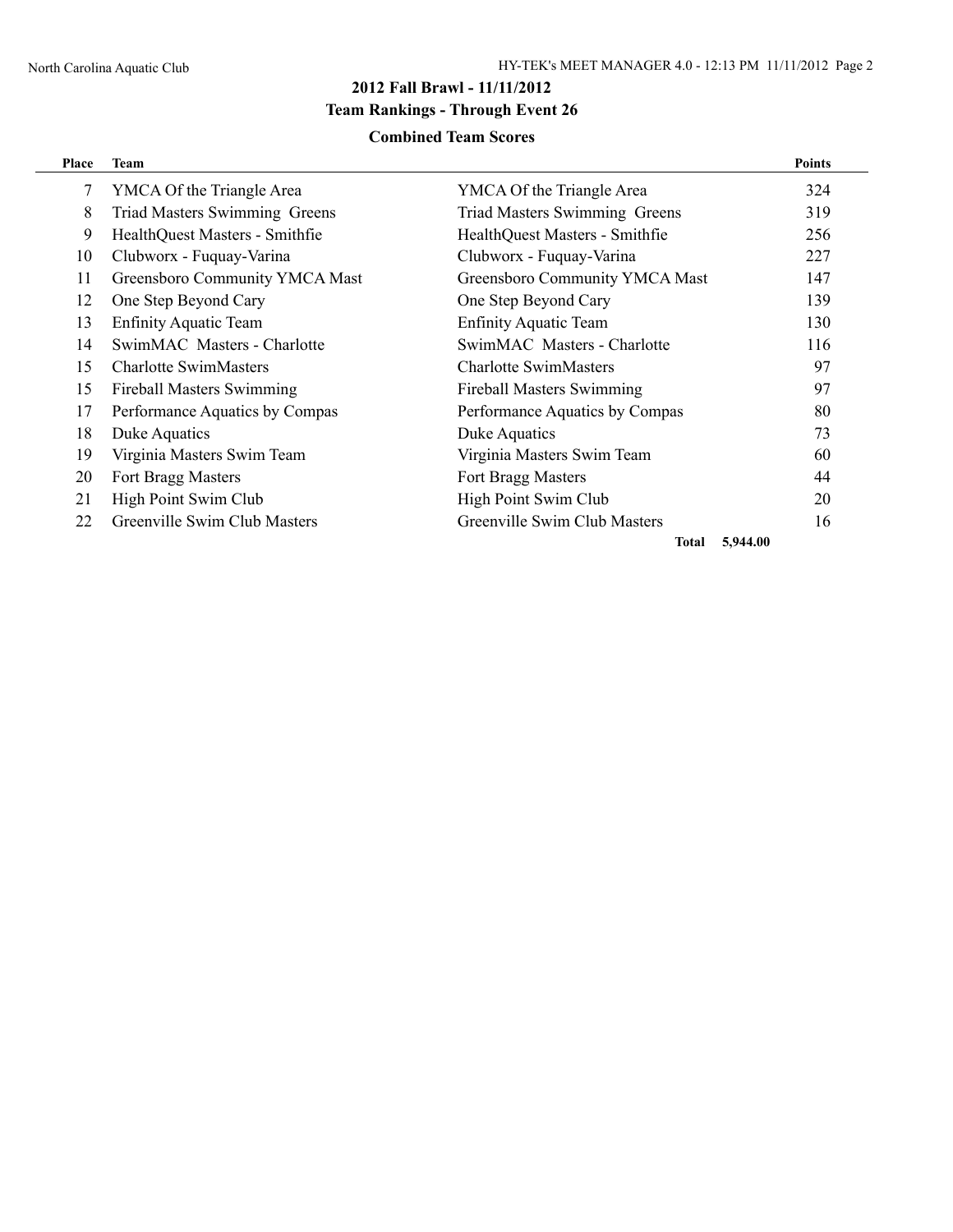## 2012 Fall Brawl - 11/11/2012

### Team Rankings - Through Event 26

#### Combined Team Scores

| Place | Team | | Points |
|---|---|---|---|
| 7 | YMCA Of the Triangle Area | YMCA Of the Triangle Area | 324 |
| 8 | Triad Masters Swimming Greens | Triad Masters Swimming Greens | 319 |
| 9 | HealthQuest Masters - Smithfie | HealthQuest Masters - Smithfie | 256 |
| 10 | Clubworx - Fuquay-Varina | Clubworx - Fuquay-Varina | 227 |
| 11 | Greensboro Community YMCA Mast | Greensboro Community YMCA Mast | 147 |
| 12 | One Step Beyond Cary | One Step Beyond Cary | 139 |
| 13 | Enfinity Aquatic Team | Enfinity Aquatic Team | 130 |
| 14 | SwimMAC Masters - Charlotte | SwimMAC Masters - Charlotte | 116 |
| 15 | Charlotte SwimMasters | Charlotte SwimMasters | 97 |
| 15 | Fireball Masters Swimming | Fireball Masters Swimming | 97 |
| 17 | Performance Aquatics by Compas | Performance Aquatics by Compas | 80 |
| 18 | Duke Aquatics | Duke Aquatics | 73 |
| 19 | Virginia Masters Swim Team | Virginia Masters Swim Team | 60 |
| 20 | Fort Bragg Masters | Fort Bragg Masters | 44 |
| 21 | High Point Swim Club | High Point Swim Club | 20 |
| 22 | Greenville Swim Club Masters | Greenville Swim Club Masters | 16 |
| | | **Total** | **5,944.00** |